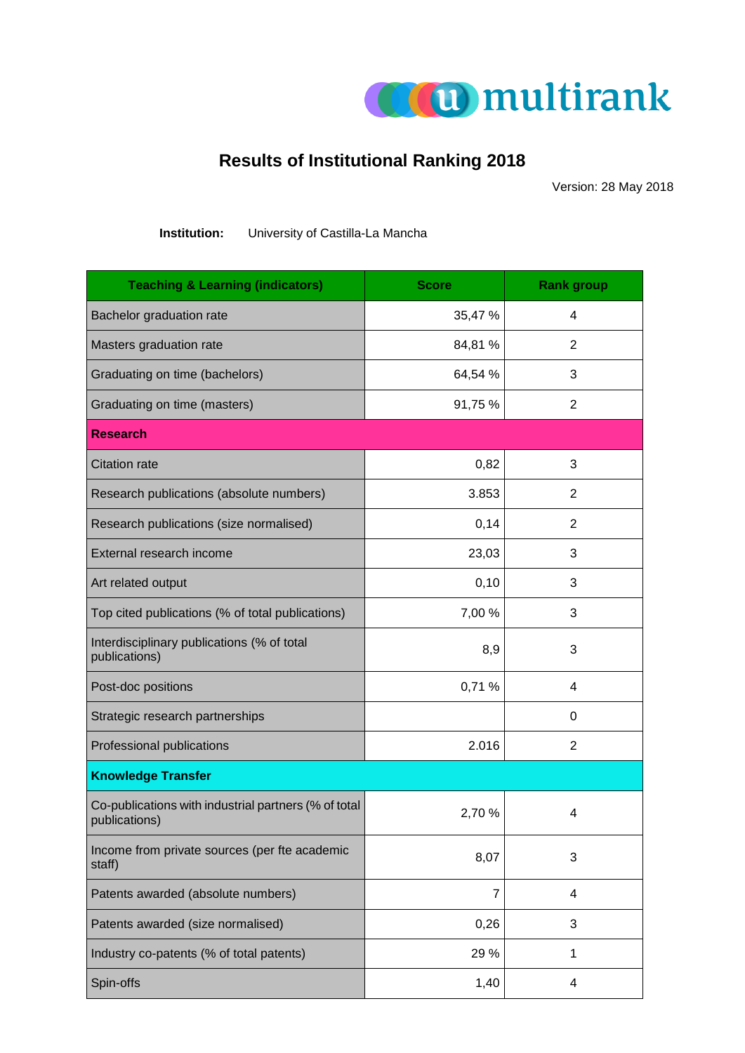u multirank

# Results of Institutional Ranking 2018

Version: 28 May 2018

**Institution:** University of Castilla-La Mancha

| Teaching & Learning (indicators) | Score | Rank group |
|---|---|---|
| Bachelor graduation rate | 35,47 % | 4 |
| Masters graduation rate | 84,81 % | 2 |
| Graduating on time (bachelors) | 64,54 % | 3 |
| Graduating on time (masters) | 91,75 % | 2 |
| **Research** | | |
| Citation rate | 0,82 | 3 |
| Research publications (absolute numbers) | 3.853 | 2 |
| Research publications (size normalised) | 0,14 | 2 |
| External research income | 23,03 | 3 |
| Art related output | 0,10 | 3 |
| Top cited publications (% of total publications) | 7,00 % | 3 |
| Interdisciplinary publications (% of total publications) | 8,9 | 3 |
| Post-doc positions | 0,71 % | 4 |
| Strategic research partnerships | | 0 |
| Professional publications | 2.016 | 2 |
| **Knowledge Transfer** | | |
| Co-publications with industrial partners (% of total publications) | 2,70 % | 4 |
| Income from private sources (per fte academic staff) | 8,07 | 3 |
| Patents awarded (absolute numbers) | 7 | 4 |
| Patents awarded (size normalised) | 0,26 | 3 |
| Industry co-patents (% of total patents) | 29 % | 1 |
| Spin-offs | 1,40 | 4 |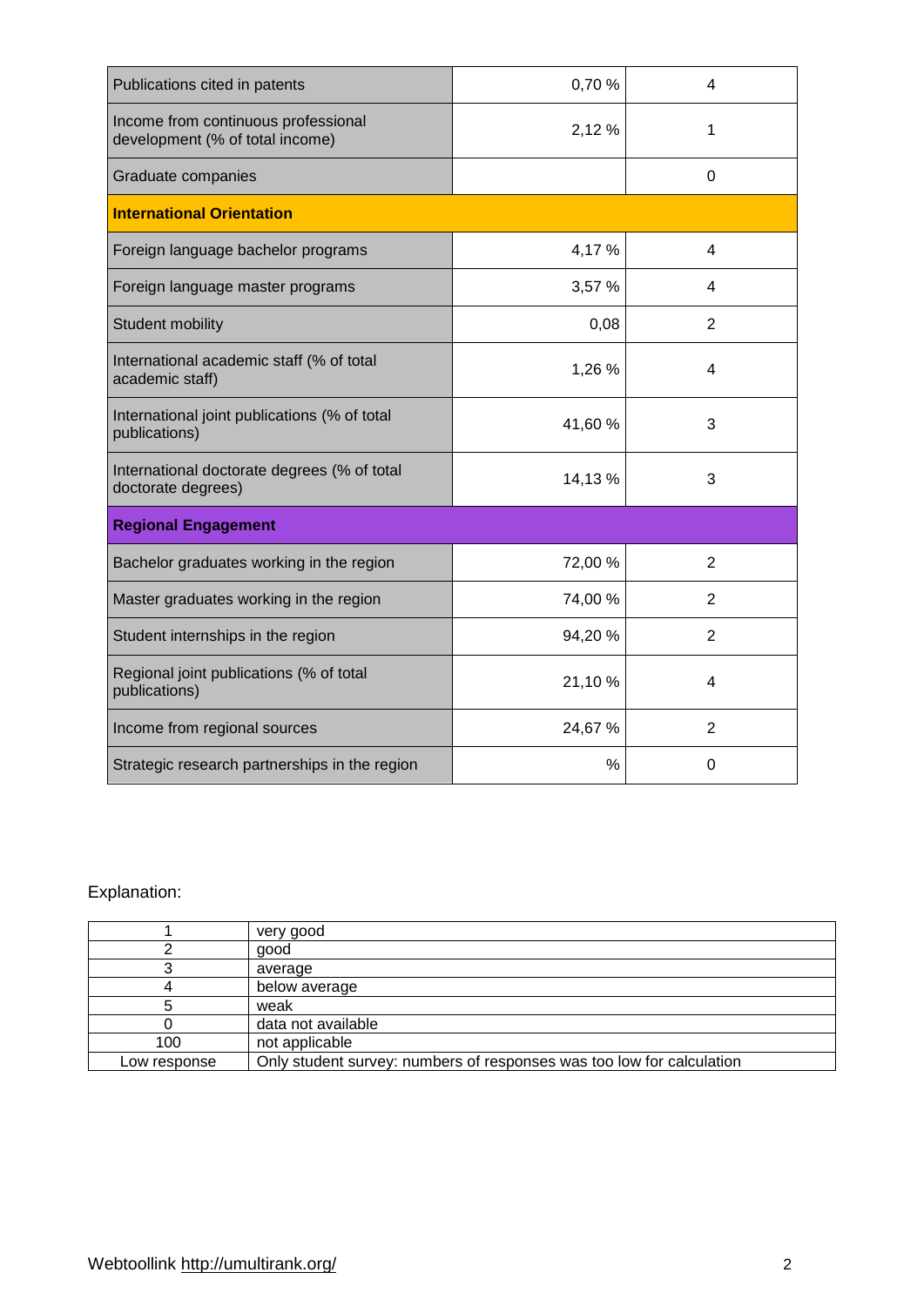| | | |
|---|---|---|
| Publications cited in patents | 0,70 % | 4 |
| Income from continuous professional development (% of total income) | 2,12 % | 1 |
| Graduate companies | | 0 |
| **International Orientation** | | |
| Foreign language bachelor programs | 4,17 % | 4 |
| Foreign language master programs | 3,57 % | 4 |
| Student mobility | 0,08 | 2 |
| International academic staff (% of total academic staff) | 1,26 % | 4 |
| International joint publications (% of total publications) | 41,60 % | 3 |
| International doctorate degrees (% of total doctorate degrees) | 14,13 % | 3 |
| **Regional Engagement** | | |
| Bachelor graduates working in the region | 72,00 % | 2 |
| Master graduates working in the region | 74,00 % | 2 |
| Student internships in the region | 94,20 % | 2 |
| Regional joint publications (% of total publications) | 21,10 % | 4 |
| Income from regional sources | 24,67 % | 2 |
| Strategic research partnerships in the region | % | 0 |

Explanation:

| | |
|---|---|
| 1 | very good |
| 2 | good |
| 3 | average |
| 4 | below average |
| 5 | weak |
| 0 | data not available |
| 100 | not applicable |
| Low response | Only student survey: numbers of responses was too low for calculation |

Webtoollink http://umultirank.org/